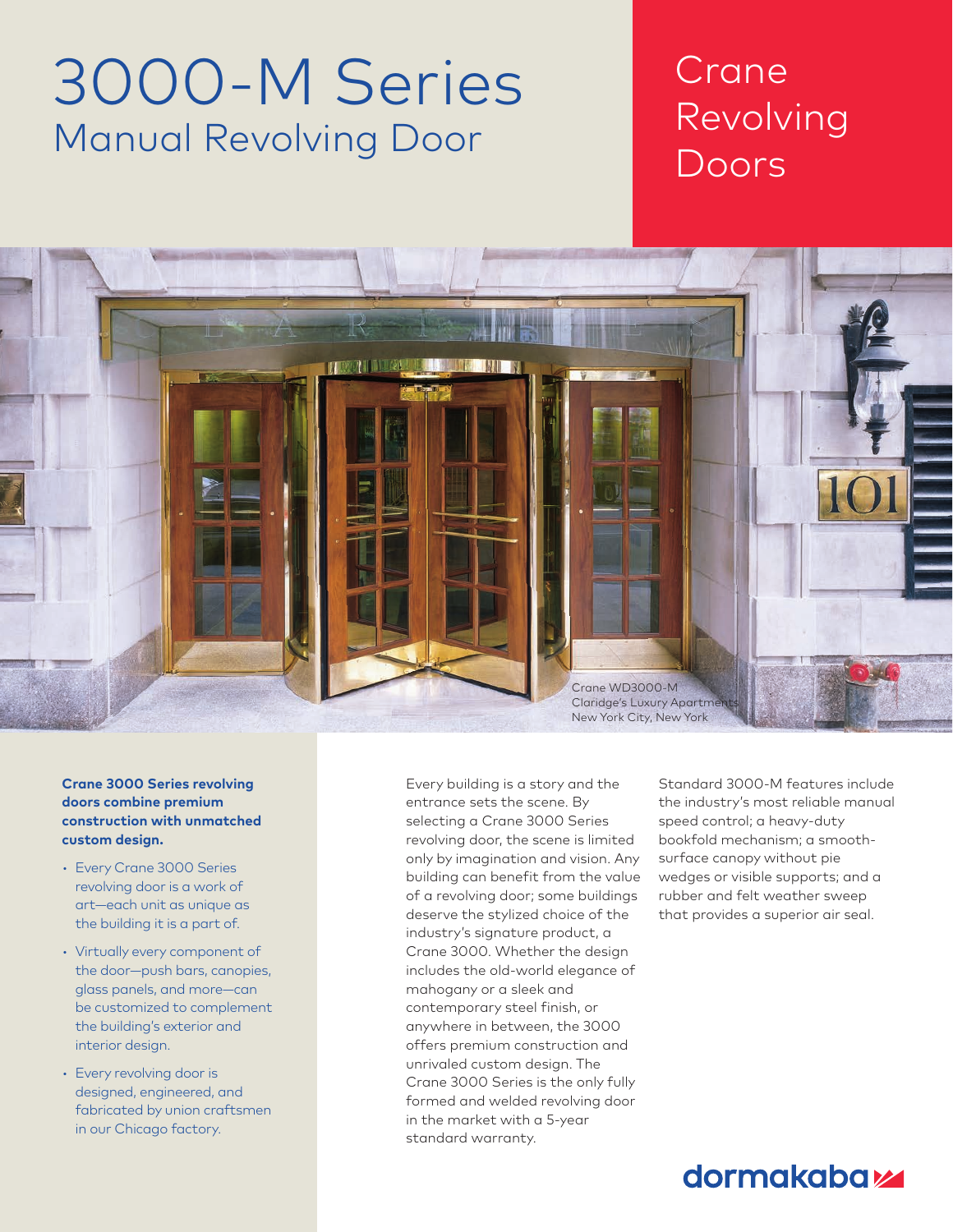# 3000-M Series

## Manual Revolving Door

## Crane Revolving Doors

Crane WD3000-M
Claridge's Luxury Apartments
New York City, New York

**Crane 3000 Series revolving doors combine premium construction with unmatched custom design.**

- Every Crane 3000 Series revolving door is a work of art—each unit as unique as the building it is a part of.
- Virtually every component of the door—push bars, canopies, glass panels, and more—can be customized to complement the building's exterior and interior design.
- Every revolving door is designed, engineered, and fabricated by union craftsmen in our Chicago factory.

Every building is a story and the entrance sets the scene. By selecting a Crane 3000 Series revolving door, the scene is limited only by imagination and vision. Any building can benefit from the value of a revolving door; some buildings deserve the stylized choice of the industry's signature product, a Crane 3000. Whether the design includes the old-world elegance of mahogany or a sleek and contemporary steel finish, or anywhere in between, the 3000 offers premium construction and unrivaled custom design. The Crane 3000 Series is the only fully formed and welded revolving door in the market with a 5-year standard warranty.

Standard 3000-M features include the industry's most reliable manual speed control; a heavy-duty bookfold mechanism; a smooth-surface canopy without pie wedges or visible supports; and a rubber and felt weather sweep that provides a superior air seal.

dormakaba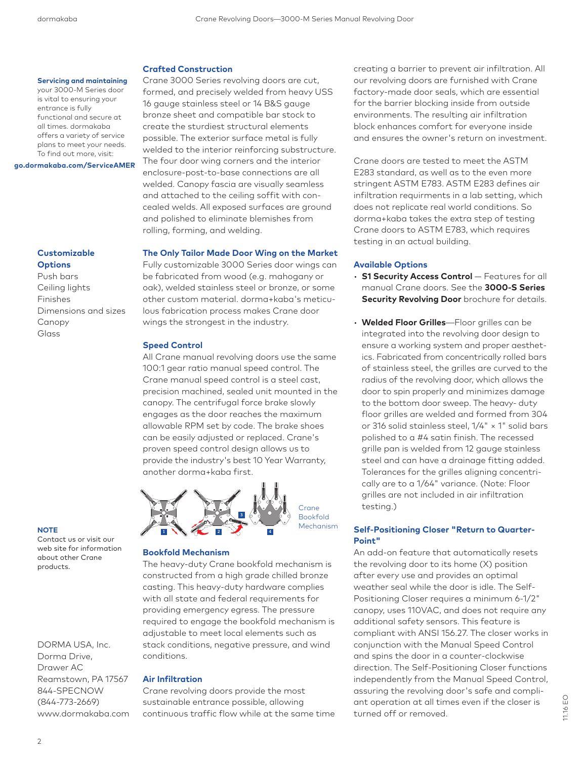**Servicing and maintaining** your 3000-M Series door is vital to ensuring your entrance is fully functional and secure at all times. dormakaba offers a variety of service plans to meet your needs. To find out more, visit:

**go.dormakaba.com/ServiceAMER**

### Customizable Options

Push bars
Ceiling lights
Finishes
Dimensions and sizes
Canopy
Glass

**NOTE**
Contact us or visit our web site for information about other Crane products.

DORMA USA, Inc.
Dorma Drive,
Drawer AC
Reamstown, PA 17567
844-SPECNOW
(844-773-2669)
www.dormakaba.com

### Crafted Construction

Crane 3000 Series revolving doors are cut, formed, and precisely welded from heavy USS 16 gauge stainless steel or 14 B&S gauge bronze sheet and compatible bar stock to create the sturdiest structural elements possible. The exterior surface metal is fully welded to the interior reinforcing substructure. The four door wing corners and the interior enclosure-post-to-base connections are all welded. Canopy fascia are visually seamless and attached to the ceiling soffit with concealed welds. All exposed surfaces are ground and polished to eliminate blemishes from rolling, forming, and welding.

### The Only Tailor Made Door Wing on the Market

Fully customizable 3000 Series door wings can be fabricated from wood (e.g. mahogany or oak), welded stainless steel or bronze, or some other custom material. dorma+kaba's meticulous fabrication process makes Crane door wings the strongest in the industry.

### Speed Control

All Crane manual revolving doors use the same 100:1 gear ratio manual speed control. The Crane manual speed control is a steel cast, precision machined, sealed unit mounted in the canopy. The centrifugal force brake slowly engages as the door reaches the maximum allowable RPM set by code. The brake shoes can be easily adjusted or replaced. Crane's proven speed control design allows us to provide the industry's best 10 Year Warranty, another dorma+kaba first.

1
2
3
4

Crane Bookfold Mechanism

### Bookfold Mechanism

The heavy-duty Crane bookfold mechanism is constructed from a high grade chilled bronze casting. This heavy-duty hardware complies with all state and federal requirements for providing emergency egress. The pressure required to engage the bookfold mechanism is adjustable to meet local elements such as stack conditions, negative pressure, and wind conditions.

### Air Infiltration

Crane revolving doors provide the most sustainable entrance possible, allowing continuous traffic flow while at the same time creating a barrier to prevent air infiltration. All our revolving doors are furnished with Crane factory-made door seals, which are essential for the barrier blocking inside from outside environments. The resulting air infiltration block enhances comfort for everyone inside and ensures the owner's return on investment.

Crane doors are tested to meet the ASTM E283 standard, as well as to the even more stringent ASTM E783. ASTM E283 defines air infiltration requirments in a lab setting, which does not replicate real world conditions. So dorma+kaba takes the extra step of testing Crane doors to ASTM E783, which requires testing in an actual building.

### Available Options

- **S1 Security Access Control** — Features for all manual Crane doors. See the **3000-S Series Security Revolving Door** brochure for details.
- **Welded Floor Grilles**—Floor grilles can be integrated into the revolving door design to ensure a working system and proper aesthetics. Fabricated from concentrically rolled bars of stainless steel, the grilles are curved to the radius of the revolving door, which allows the door to spin properly and minimizes damage to the bottom door sweep. The heavy- duty floor grilles are welded and formed from 304 or 316 solid stainless steel, 1/4" × 1" solid bars polished to a #4 satin finish. The recessed grille pan is welded from 12 gauge stainless steel and can have a drainage fitting added. Tolerances for the grilles aligning concentrically are to a 1/64" variance. (Note: Floor grilles are not included in air infiltration testing.)

### Self-Positioning Closer "Return to Quarter-Point"

An add-on feature that automatically resets the revolving door to its home (X) position after every use and provides an optimal weather seal while the door is idle. The Self-Positioning Closer requires a minimum 6-1/2" canopy, uses 110VAC, and does not require any additional safety sensors. This feature is compliant with ANSI 156.27. The closer works in conjunction with the Manual Speed Control and spins the door in a counter-clockwise direction. The Self-Positioning Closer functions independently from the Manual Speed Control, assuring the revolving door's safe and compliant operation at all times even if the closer is turned off or removed.

11.16 EO